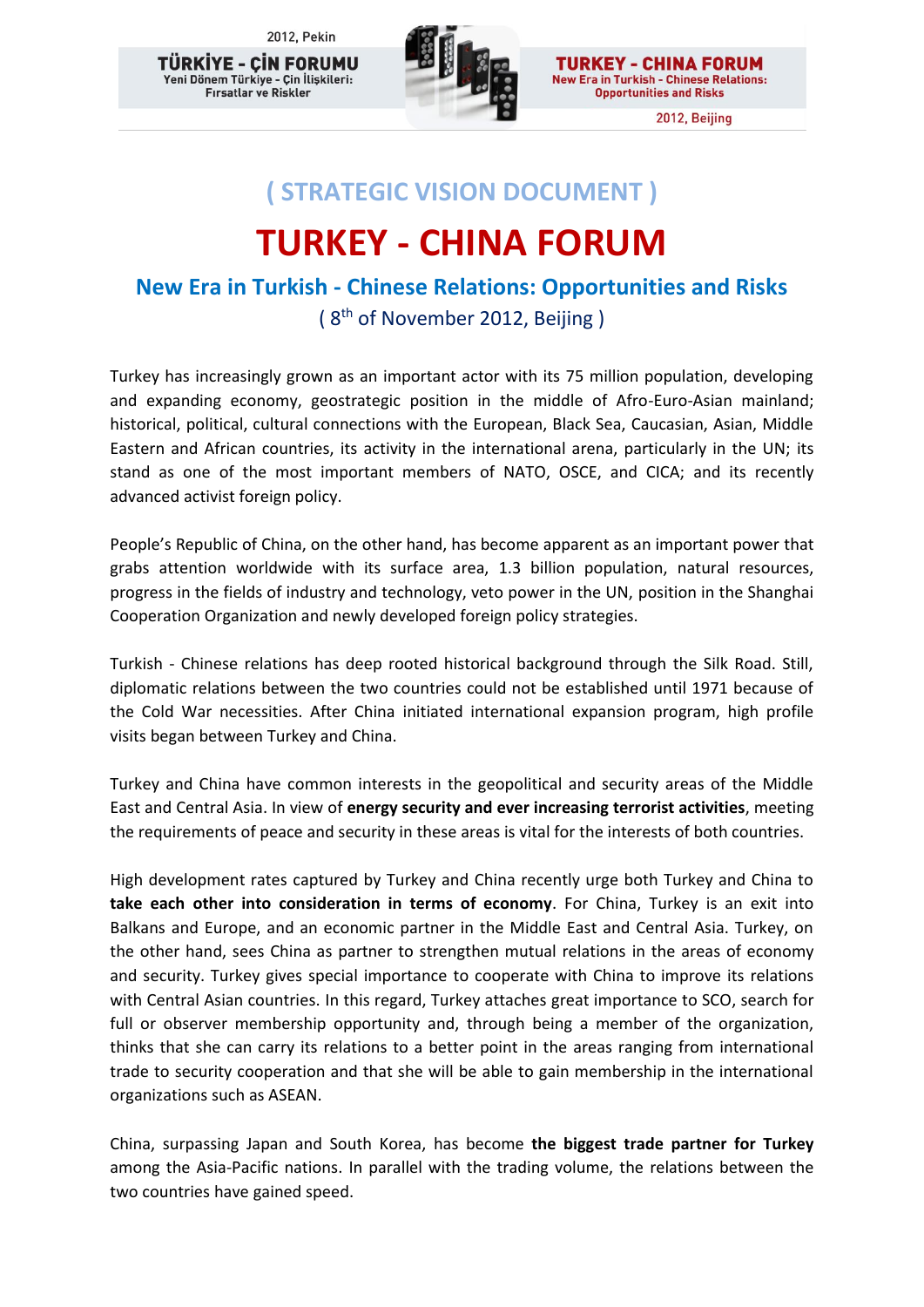## ( STRATEGIC VISION DOCUMENT )

# TURKEY - CHINA FORUM

## New Era in Turkish - Chinese Relations: Opportunities and Risks

( 8th of November 2012, Beijing )

Turkey has increasingly grown as an important actor with its 75 million population, developing and expanding economy, geostrategic position in the middle of Afro-Euro-Asian mainland; historical, political, cultural connections with the European, Black Sea, Caucasian, Asian, Middle Eastern and African countries, its activity in the international arena, particularly in the UN; its stand as one of the most important members of NATO, OSCE, and CICA; and its recently advanced activist foreign policy.

People's Republic of China, on the other hand, has become apparent as an important power that grabs attention worldwide with its surface area, 1.3 billion population, natural resources, progress in the fields of industry and technology, veto power in the UN, position in the Shanghai Cooperation Organization and newly developed foreign policy strategies.

Turkish - Chinese relations has deep rooted historical background through the Silk Road. Still, diplomatic relations between the two countries could not be established until 1971 because of the Cold War necessities. After China initiated international expansion program, high profile visits began between Turkey and China.

Turkey and China have common interests in the geopolitical and security areas of the Middle East and Central Asia. In view of **energy security and ever increasing terrorist activities**, meeting the requirements of peace and security in these areas is vital for the interests of both countries.

High development rates captured by Turkey and China recently urge both Turkey and China to **take each other into consideration in terms of economy**. For China, Turkey is an exit into Balkans and Europe, and an economic partner in the Middle East and Central Asia. Turkey, on the other hand, sees China as partner to strengthen mutual relations in the areas of economy and security. Turkey gives special importance to cooperate with China to improve its relations with Central Asian countries. In this regard, Turkey attaches great importance to SCO, search for full or observer membership opportunity and, through being a member of the organization, thinks that she can carry its relations to a better point in the areas ranging from international trade to security cooperation and that she will be able to gain membership in the international organizations such as ASEAN.

China, surpassing Japan and South Korea, has become **the biggest trade partner for Turkey** among the Asia-Pacific nations. In parallel with the trading volume, the relations between the two countries have gained speed.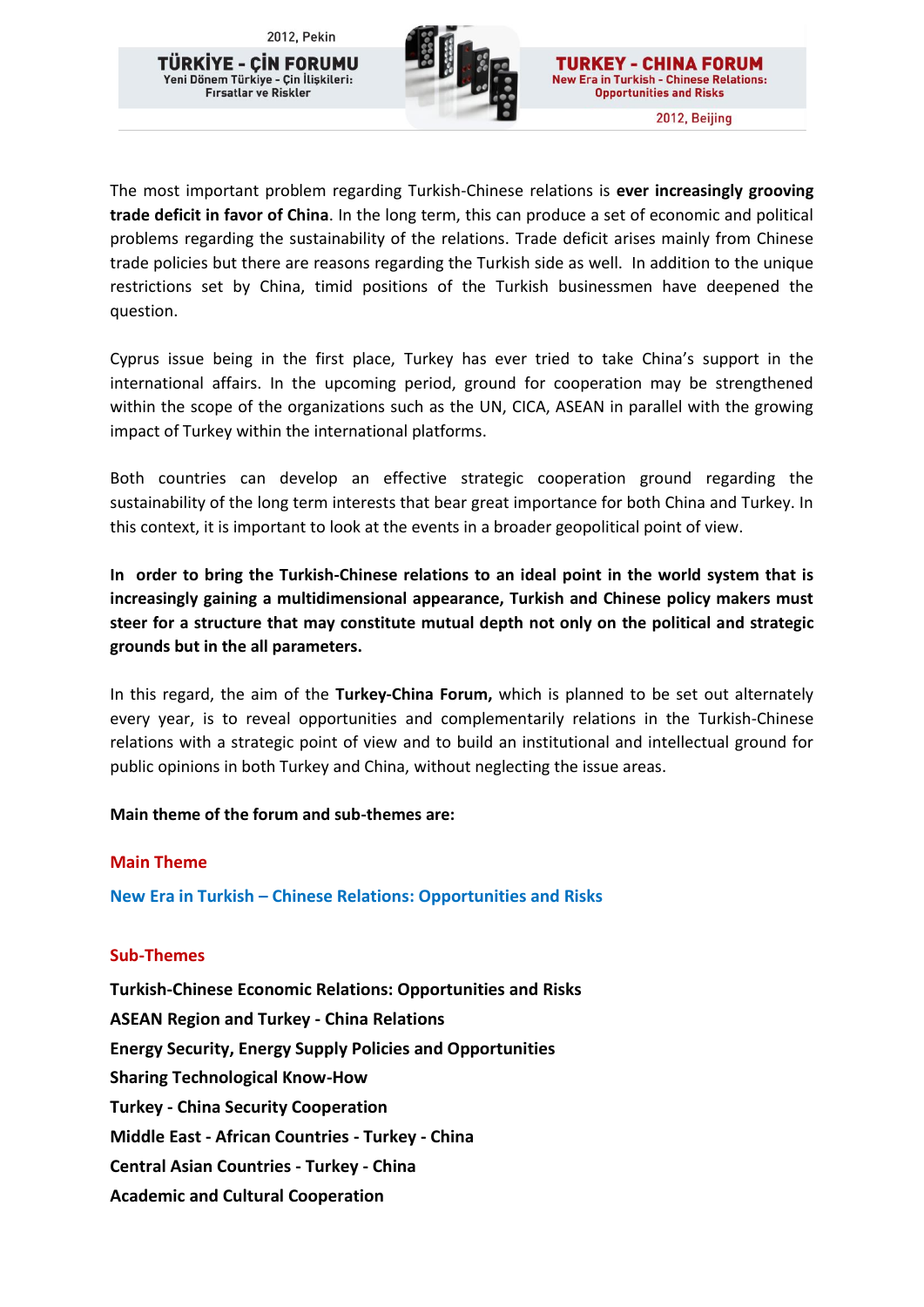The most important problem regarding Turkish-Chinese relations is **ever increasingly grooving trade deficit in favor of China**. In the long term, this can produce a set of economic and political problems regarding the sustainability of the relations. Trade deficit arises mainly from Chinese trade policies but there are reasons regarding the Turkish side as well. In addition to the unique restrictions set by China, timid positions of the Turkish businessmen have deepened the question.

Cyprus issue being in the first place, Turkey has ever tried to take China's support in the international affairs. In the upcoming period, ground for cooperation may be strengthened within the scope of the organizations such as the UN, CICA, ASEAN in parallel with the growing impact of Turkey within the international platforms.

Both countries can develop an effective strategic cooperation ground regarding the sustainability of the long term interests that bear great importance for both China and Turkey. In this context, it is important to look at the events in a broader geopolitical point of view.

**In order to bring the Turkish-Chinese relations to an ideal point in the world system that is increasingly gaining a multidimensional appearance, Turkish and Chinese policy makers must steer for a structure that may constitute mutual depth not only on the political and strategic grounds but in the all parameters.**

In this regard, the aim of the **Turkey-China Forum,** which is planned to be set out alternately every year, is to reveal opportunities and complementarily relations in the Turkish-Chinese relations with a strategic point of view and to build an institutional and intellectual ground for public opinions in both Turkey and China, without neglecting the issue areas.

**Main theme of the forum and sub-themes are:**

## Main Theme

### New Era in Turkish – Chinese Relations: Opportunities and Risks

## Sub-Themes

**Turkish-Chinese Economic Relations: Opportunities and Risks**
**ASEAN Region and Turkey - China Relations**
**Energy Security, Energy Supply Policies and Opportunities**
**Sharing Technological Know-How**
**Turkey - China Security Cooperation**
**Middle East - African Countries - Turkey - China**
**Central Asian Countries - Turkey - China**
**Academic and Cultural Cooperation**